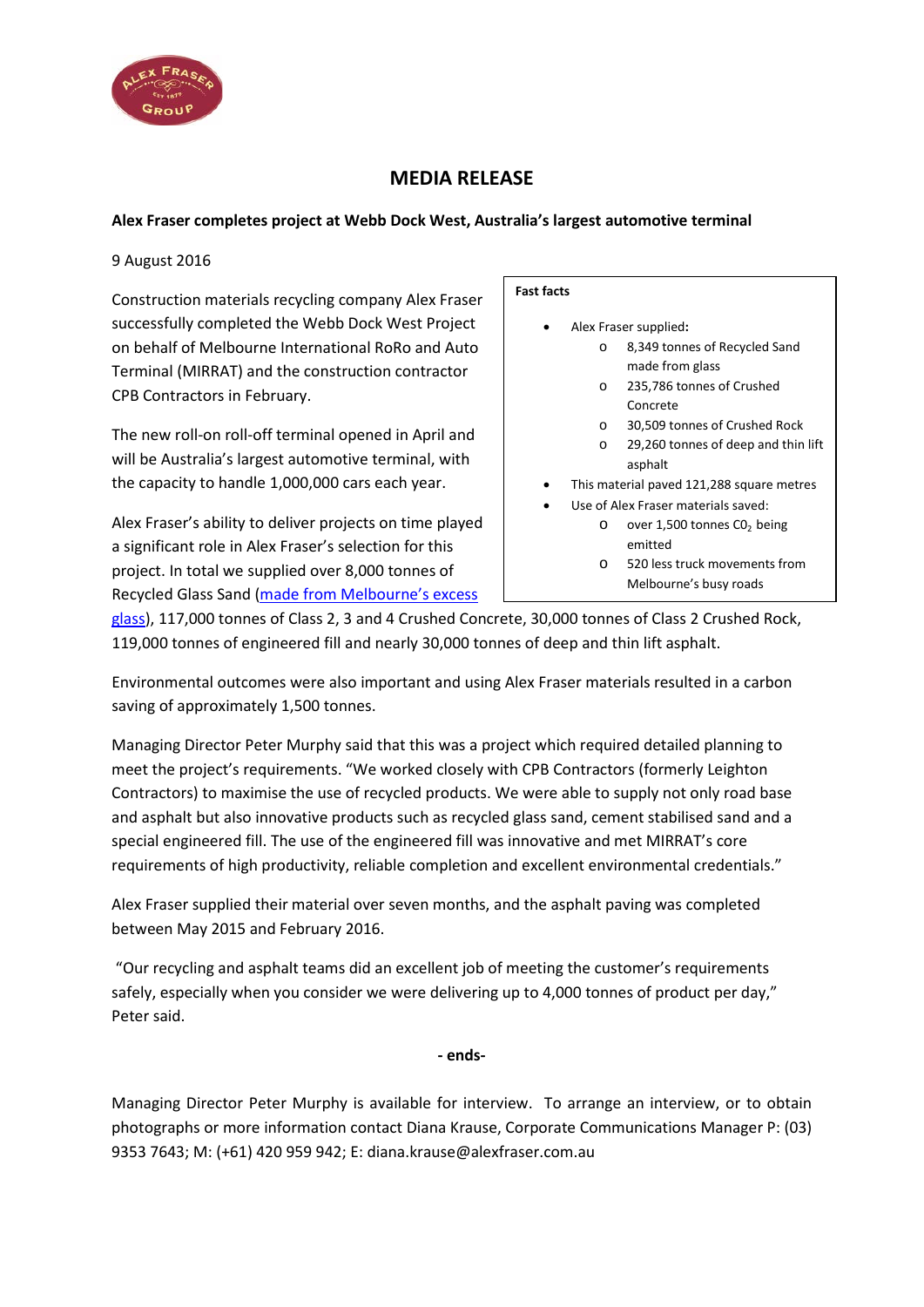# MEDIA RELEASE

**Alex Fraser completes project at Webb Dock West, Australia's largest automotive terminal**

9 August 2016

Construction materials recycling company Alex Fraser successfully completed the Webb Dock West Project on behalf of Melbourne International RoRo and Auto Terminal (MIRRAT) and the construction contractor CPB Contractors in February.

The new roll-on roll-off terminal opened in April and will be Australia's largest automotive terminal, with the capacity to handle 1,000,000 cars each year.

Alex Fraser's ability to deliver projects on time played a significant role in Alex Fraser's selection for this project. In total we supplied over 8,000 tonnes of Recycled Glass Sand ([made from Melbourne's excess glass]()), 117,000 tonnes of Class 2, 3 and 4 Crushed Concrete, 30,000 tonnes of Class 2 Crushed Rock, 119,000 tonnes of engineered fill and nearly 30,000 tonnes of deep and thin lift asphalt.

**Fast facts**

- Alex Fraser supplied**:**
  - 8,349 tonnes of Recycled Sand made from glass
  - 235,786 tonnes of Crushed Concrete
  - 30,509 tonnes of Crushed Rock
  - 29,260 tonnes of deep and thin lift asphalt
- This material paved 121,288 square metres
- Use of Alex Fraser materials saved:
  - over 1,500 tonnes $CO_2$ being emitted
  - 520 less truck movements from Melbourne's busy roads

Environmental outcomes were also important and using Alex Fraser materials resulted in a carbon saving of approximately 1,500 tonnes.

Managing Director Peter Murphy said that this was a project which required detailed planning to meet the project's requirements. "We worked closely with CPB Contractors (formerly Leighton Contractors) to maximise the use of recycled products. We were able to supply not only road base and asphalt but also innovative products such as recycled glass sand, cement stabilised sand and a special engineered fill. The use of the engineered fill was innovative and met MIRRAT's core requirements of high productivity, reliable completion and excellent environmental credentials."

Alex Fraser supplied their material over seven months, and the asphalt paving was completed between May 2015 and February 2016.

"Our recycling and asphalt teams did an excellent job of meeting the customer's requirements safely, especially when you consider we were delivering up to 4,000 tonnes of product per day," Peter said.

**- ends-**

Managing Director Peter Murphy is available for interview. To arrange an interview, or to obtain photographs or more information contact Diana Krause, Corporate Communications Manager P: (03) 9353 7643; M: (+61) 420 959 942; E: diana.krause@alexfraser.com.au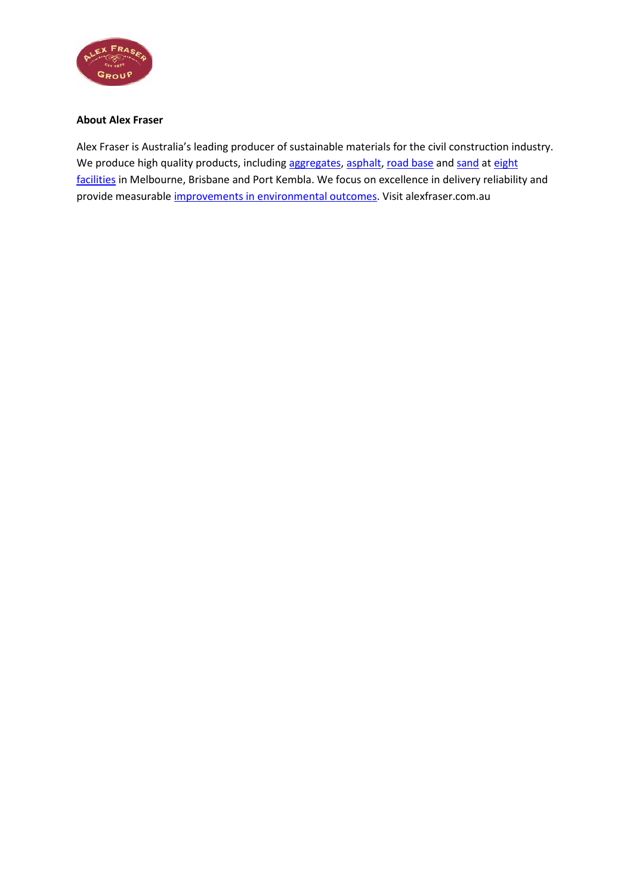**About Alex Fraser**

Alex Fraser is Australia's leading producer of sustainable materials for the civil construction industry. We produce high quality products, including aggregates, asphalt, road base and sand at eight facilities in Melbourne, Brisbane and Port Kembla. We focus on excellence in delivery reliability and provide measurable improvements in environmental outcomes. Visit alexfraser.com.au